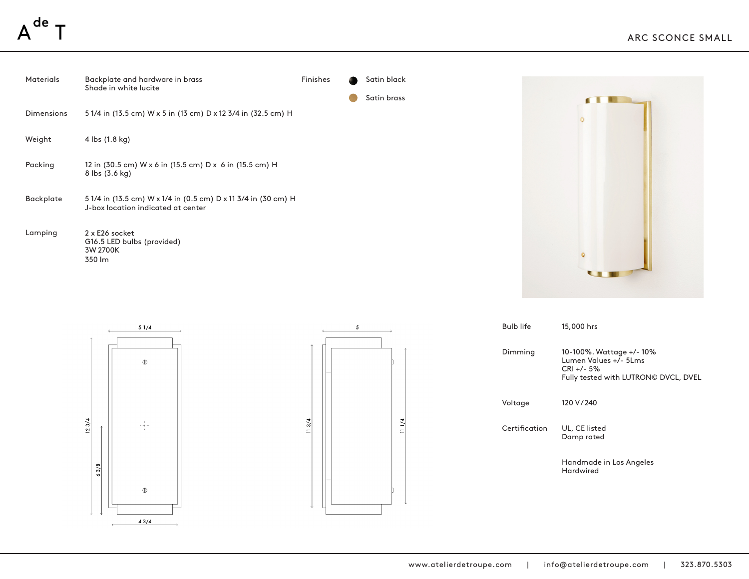A[de] T

# ARC SCONCE SMALL

| | |
|---|---|
| Materials | Backplate and hardware in brass<br>Shade in white lucite |
| Dimensions | 5 1/4 in (13.5 cm) W x 5 in (13 cm) D x 12 3/4 in (32.5 cm) H |
| Weight | 4 lbs (1.8 kg) |
| Packing | 12 in (30.5 cm) W x 6 in (15.5 cm) D x 6 in (15.5 cm) H<br>8 lbs (3.6 kg) |
| Backplate | 5 1/4 in (13.5 cm) W x 1/4 in (0.5 cm) D x 11 3/4 in (30 cm) H<br>J-box location indicated at center |
| Lamping | 2 x E26 socket<br>G16.5 LED bulbs (provided)<br>3W 2700K<br>350 lm |

**Finishes**

- Satin black
- Satin brass

| | |
|---|---|
| Bulb life | 15,000 hrs |
| Dimming | 10-100%. Wattage +/- 10%<br>Lumen Values +/- 5Lms<br>CRI +/- 5%<br>Fully tested with LUTRON© DVCL, DVEL |
| Voltage | 120 V/240 |
| Certification | UL, CE listed<br>Damp rated |
| | Handmade in Los Angeles<br>Hardwired |

5 1/4

12 3/4

6 3/8

4 3/4

5

11 3/4

11 1/4

www.atelierdetroupe.com | info@atelierdetroupe.com | 323.870.5303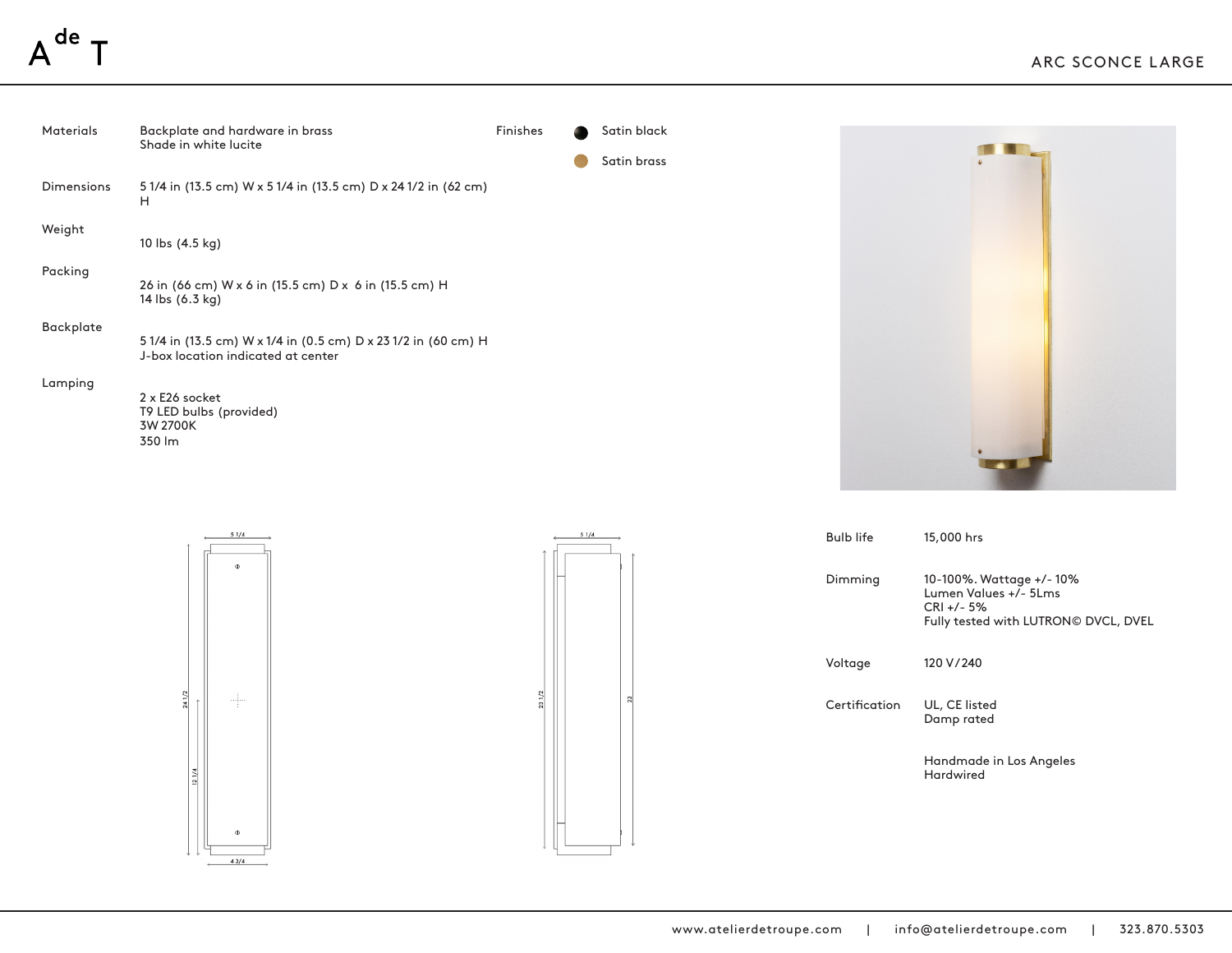# ARC SCONCE LARGE

| | |
|---|---|
| Materials | Backplate and hardware in brass<br>Shade in white lucite |
| Dimensions | 5 1/4 in (13.5 cm) W x 5 1/4 in (13.5 cm) D x 24 1/2 in (62 cm) H |
| Weight | 10 lbs (4.5 kg) |
| Packing | 26 in (66 cm) W x 6 in (15.5 cm) D x 6 in (15.5 cm) H<br>14 lbs (6.3 kg) |
| Backplate | 5 1/4 in (13.5 cm) W x 1/4 in (0.5 cm) D x 23 1/2 in (60 cm) H<br>J-box location indicated at center |
| Lamping | 2 x E26 socket<br>T9 LED bulbs (provided)<br>3W 2700K<br>350 lm |

**Finishes**

- Satin black
- Satin brass

5 1/4
24 1/2
12 1/4
4 3/4

5 1/4
23 1/2
23

| | |
|---|---|
| Bulb life | 15,000 hrs |
| Dimming | 10-100%. Wattage +/- 10%<br>Lumen Values +/- 5Lms<br>CRI +/- 5%<br>Fully tested with LUTRON© DVCL, DVEL |
| Voltage | 120 V/240 |
| Certification | UL, CE listed<br>Damp rated |

Handmade in Los Angeles
Hardwired

www.atelierdetroupe.com | info@atelierdetroupe.com | 323.870.5303